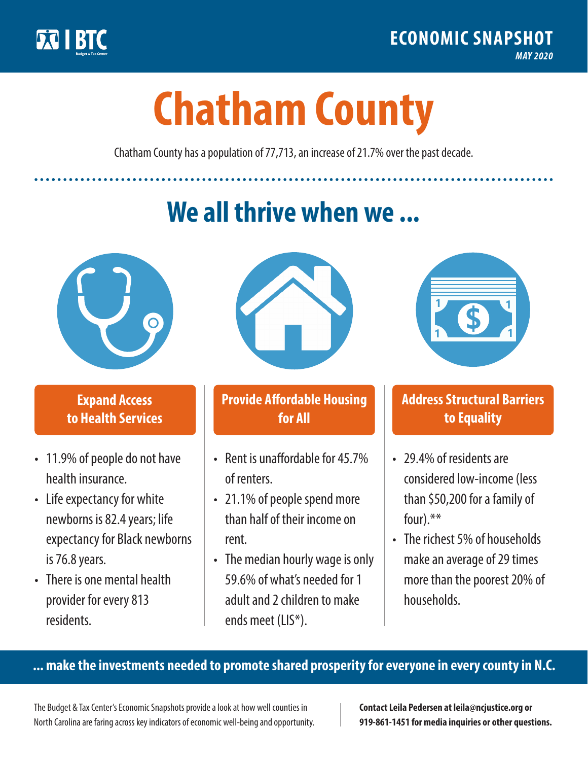BTC

**ECONOMIC SNAPSHOT**

*MAY 2020*

# Chatham County

Chatham County has a population of 77,713, an increase of 21.7% over the past decade.

## We all thrive when we ...

### Expand Access to Health Services

- 11.9% of people do not have health insurance.
- Life expectancy for white newborns is 82.4 years; life expectancy for Black newborns is 76.8 years.
- There is one mental health provider for every 813 residents.

### Provide Affordable Housing for All

- Rent is unaffordable for 45.7% of renters.
- 21.1% of people spend more than half of their income on rent.
- The median hourly wage is only 59.6% of what's needed for 1 adult and 2 children to make ends meet (LIS*).

### Address Structural Barriers to Equality

- 29.4% of residents are considered low-income (less than $50,200 for a family of four).**
- The richest 5% of households make an average of 29 times more than the poorest 20% of households.

**... make the investments needed to promote shared prosperity for everyone in every county in N.C.**

The Budget & Tax Center's Economic Snapshots provide a look at how well counties in North Carolina are faring across key indicators of economic well-being and opportunity.

**Contact Leila Pedersen at leila@ncjustice.org or 919-861-1451 for media inquiries or other questions.**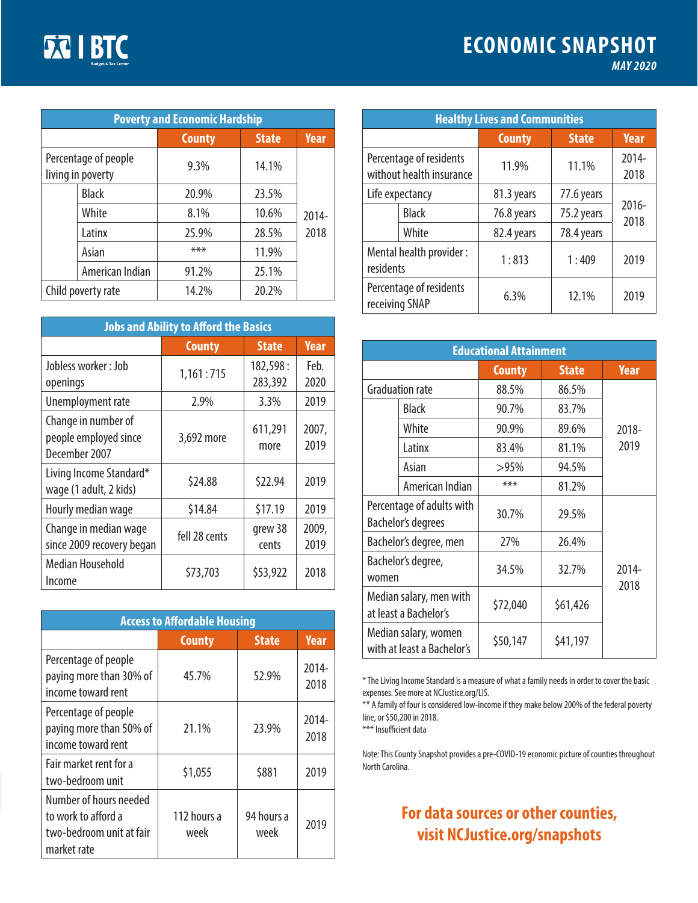BTC Budget & Tax Center

# ECONOMIC SNAPSHOT

*MAY 2020*

| Poverty and Economic Hardship | | County | State | Year |
|---|---|---|---|---|
| Percentage of people living in poverty | | 9.3% | 14.1% | 2014-2018 |
| | Black | 20.9% | 23.5% | |
| | White | 8.1% | 10.6% | |
| | Latinx | 25.9% | 28.5% | |
| | Asian | *** | 11.9% | |
| | American Indian | 91.2% | 25.1% | |
| Child poverty rate | | 14.2% | 20.2% | |

| Jobs and Ability to Afford the Basics | County | State | Year |
|---|---|---|---|
| Jobless worker : Job openings | 1,161 : 715 | 182,598 : 283,392 | Feb. 2020 |
| Unemployment rate | 2.9% | 3.3% | 2019 |
| Change in number of people employed since December 2007 | 3,692 more | 611,291 more | 2007, 2019 |
| Living Income Standard* wage (1 adult, 2 kids) | $24.88 | $22.94 | 2019 |
| Hourly median wage | $14.84 | $17.19 | 2019 |
| Change in median wage since 2009 recovery began | fell 28 cents | grew 38 cents | 2009, 2019 |
| Median Household Income | $73,703 | $53,922 | 2018 |

| Access to Affordable Housing | County | State | Year |
|---|---|---|---|
| Percentage of people paying more than 30% of income toward rent | 45.7% | 52.9% | 2014-2018 |
| Percentage of people paying more than 50% of income toward rent | 21.1% | 23.9% | 2014-2018 |
| Fair market rent for a two-bedroom unit | $1,055 | $881 | 2019 |
| Number of hours needed to work to afford a two-bedroom unit at fair market rate | 112 hours a week | 94 hours a week | 2019 |

| Healthy Lives and Communities | | County | State | Year |
|---|---|---|---|---|
| Percentage of residents without health insurance | | 11.9% | 11.1% | 2014-2018 |
| Life expectancy | | 81.3 years | 77.6 years | 2016-2018 |
| | Black | 76.8 years | 75.2 years | |
| | White | 82.4 years | 78.4 years | |
| Mental health provider : residents | | 1 : 813 | 1 : 409 | 2019 |
| Percentage of residents receiving SNAP | | 6.3% | 12.1% | 2019 |

| Educational Attainment | | County | State | Year |
|---|---|---|---|---|
| Graduation rate | | 88.5% | 86.5% | 2018-2019 |
| | Black | 90.7% | 83.7% | |
| | White | 90.9% | 89.6% | |
| | Latinx | 83.4% | 81.1% | |
| | Asian | >95% | 94.5% | |
| | American Indian | *** | 81.2% | |
| Percentage of adults with Bachelor's degrees | | 30.7% | 29.5% | 2014-2018 |
| Bachelor's degree, men | | 27% | 26.4% | |
| Bachelor's degree, women | | 34.5% | 32.7% | |
| Median salary, men with at least a Bachelor's | | $72,040 | $61,426 | |
| Median salary, women with at least a Bachelor's | | $50,147 | $41,197 | |

\* The Living Income Standard is a measure of what a family needs in order to cover the basic expenses. See more at NCJustice.org/LIS.

\*\* A family of four is considered low-income if they make below 200% of the federal poverty line, or $50,200 in 2018.

\*\*\* Insufficient data

Note: This County Snapshot provides a pre-COVID-19 economic picture of counties throughout North Carolina.

**For data sources or other counties, visit NCJustice.org/snapshots**